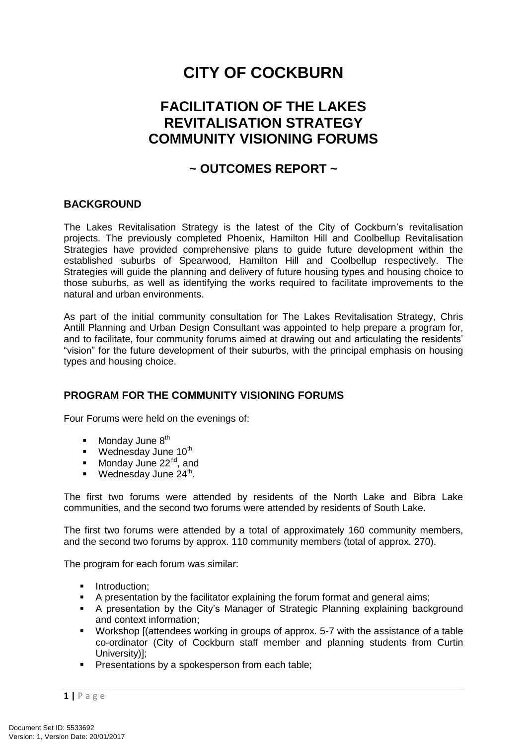# CITY OF COCKBURN

## FACILITATION OF THE LAKES REVITALISATION STRATEGY COMMUNITY VISIONING FORUMS

## ~ OUTCOMES REPORT ~

### BACKGROUND

The Lakes Revitalisation Strategy is the latest of the City of Cockburn's revitalisation projects. The previously completed Phoenix, Hamilton Hill and Coolbellup Revitalisation Strategies have provided comprehensive plans to guide future development within the established suburbs of Spearwood, Hamilton Hill and Coolbellup respectively. The Strategies will guide the planning and delivery of future housing types and housing choice to those suburbs, as well as identifying the works required to facilitate improvements to the natural and urban environments.

As part of the initial community consultation for The Lakes Revitalisation Strategy, Chris Antill Planning and Urban Design Consultant was appointed to help prepare a program for, and to facilitate, four community forums aimed at drawing out and articulating the residents' "vision" for the future development of their suburbs, with the principal emphasis on housing types and housing choice.

### PROGRAM FOR THE COMMUNITY VISIONING FORUMS

Four Forums were held on the evenings of:

- Monday June 8th
- Wednesday June 10th
- Monday June 22nd, and
- Wednesday June 24th.

The first two forums were attended by residents of the North Lake and Bibra Lake communities, and the second two forums were attended by residents of South Lake.

The first two forums were attended by a total of approximately 160 community members, and the second two forums by approx. 110 community members (total of approx. 270).

The program for each forum was similar:

- Introduction;
- A presentation by the facilitator explaining the forum format and general aims;
- A presentation by the City's Manager of Strategic Planning explaining background and context information;
- Workshop [(attendees working in groups of approx. 5-7 with the assistance of a table co-ordinator (City of Cockburn staff member and planning students from Curtin University)];
- Presentations by a spokesperson from each table;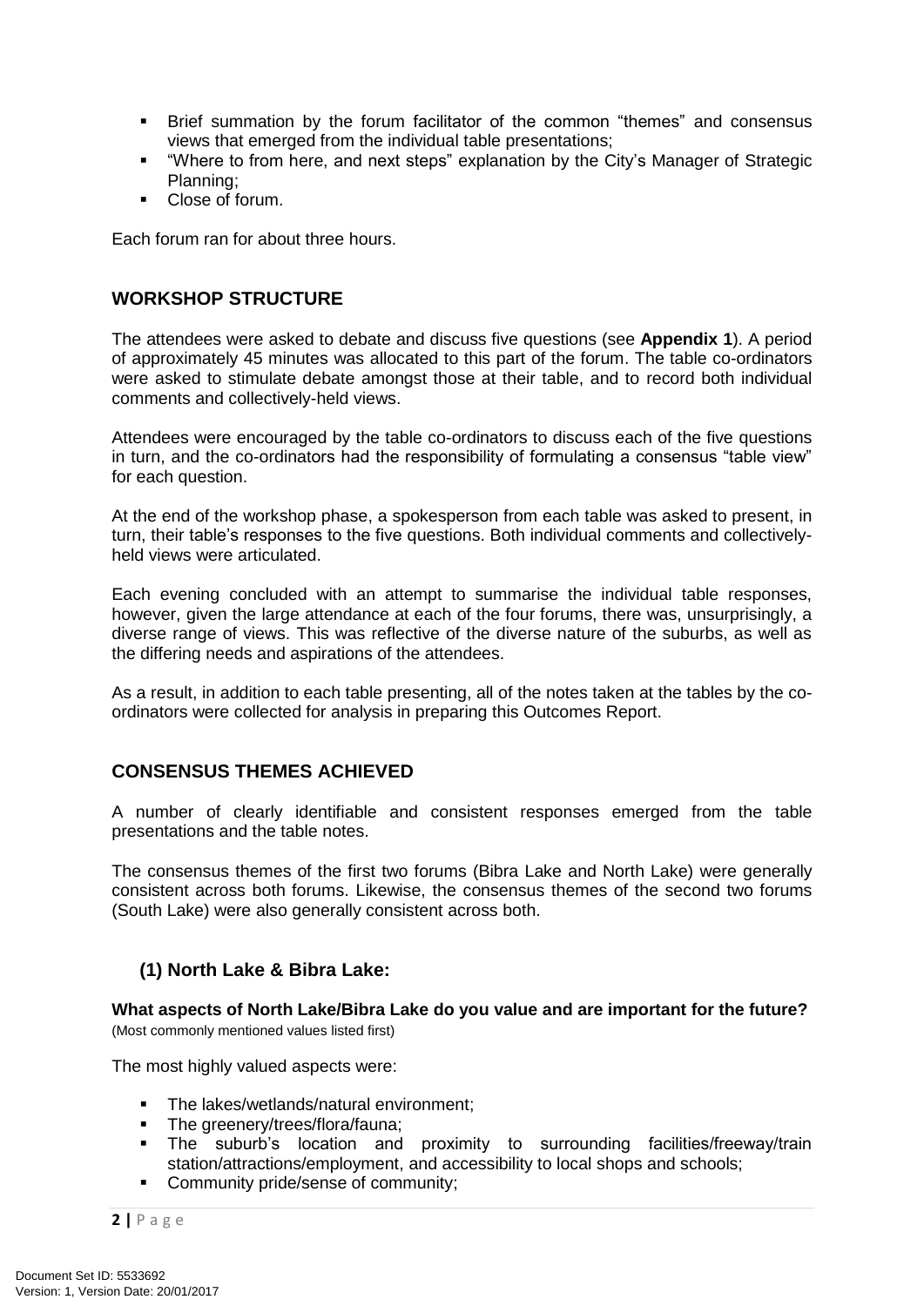- Brief summation by the forum facilitator of the common "themes" and consensus views that emerged from the individual table presentations;
- "Where to from here, and next steps" explanation by the City's Manager of Strategic Planning;
- Close of forum.

Each forum ran for about three hours.

## WORKSHOP STRUCTURE

The attendees were asked to debate and discuss five questions (see **Appendix 1**). A period of approximately 45 minutes was allocated to this part of the forum. The table co-ordinators were asked to stimulate debate amongst those at their table, and to record both individual comments and collectively-held views.

Attendees were encouraged by the table co-ordinators to discuss each of the five questions in turn, and the co-ordinators had the responsibility of formulating a consensus "table view" for each question.

At the end of the workshop phase, a spokesperson from each table was asked to present, in turn, their table's responses to the five questions. Both individual comments and collectively-held views were articulated.

Each evening concluded with an attempt to summarise the individual table responses, however, given the large attendance at each of the four forums, there was, unsurprisingly, a diverse range of views. This was reflective of the diverse nature of the suburbs, as well as the differing needs and aspirations of the attendees.

As a result, in addition to each table presenting, all of the notes taken at the tables by the co-ordinators were collected for analysis in preparing this Outcomes Report.

## CONSENSUS THEMES ACHIEVED

A number of clearly identifiable and consistent responses emerged from the table presentations and the table notes.

The consensus themes of the first two forums (Bibra Lake and North Lake) were generally consistent across both forums. Likewise, the consensus themes of the second two forums (South Lake) were also generally consistent across both.

### (1) North Lake & Bibra Lake:

**What aspects of North Lake/Bibra Lake do you value and are important for the future?**
(Most commonly mentioned values listed first)

The most highly valued aspects were:

- The lakes/wetlands/natural environment;
- The greenery/trees/flora/fauna;
- The suburb's location and proximity to surrounding facilities/freeway/train station/attractions/employment, and accessibility to local shops and schools;
- Community pride/sense of community;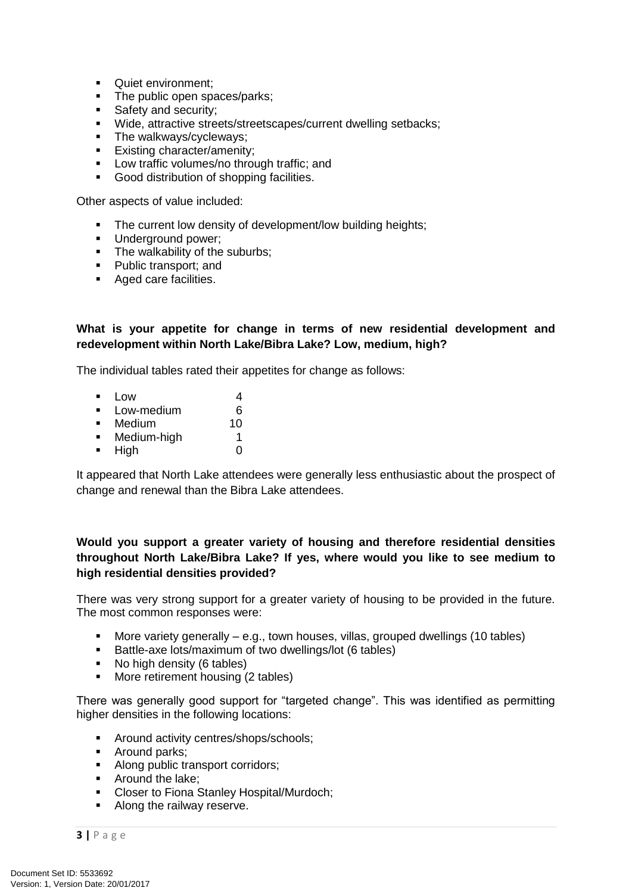- Quiet environment;
- The public open spaces/parks;
- Safety and security;
- Wide, attractive streets/streetscapes/current dwelling setbacks;
- The walkways/cycleways;
- Existing character/amenity;
- Low traffic volumes/no through traffic; and
- Good distribution of shopping facilities.

Other aspects of value included:

- The current low density of development/low building heights;
- Underground power;
- The walkability of the suburbs;
- Public transport; and
- Aged care facilities.

**What is your appetite for change in terms of new residential development and redevelopment within North Lake/Bibra Lake? Low, medium, high?**

The individual tables rated their appetites for change as follows:

- Low 4
- Low-medium 6
- Medium 10
- Medium-high 1
- High 0

It appeared that North Lake attendees were generally less enthusiastic about the prospect of change and renewal than the Bibra Lake attendees.

**Would you support a greater variety of housing and therefore residential densities throughout North Lake/Bibra Lake? If yes, where would you like to see medium to high residential densities provided?**

There was very strong support for a greater variety of housing to be provided in the future. The most common responses were:

- More variety generally – e.g., town houses, villas, grouped dwellings (10 tables)
- Battle-axe lots/maximum of two dwellings/lot (6 tables)
- No high density (6 tables)
- More retirement housing (2 tables)

There was generally good support for "targeted change". This was identified as permitting higher densities in the following locations:

- Around activity centres/shops/schools;
- Around parks;
- Along public transport corridors;
- Around the lake;
- Closer to Fiona Stanley Hospital/Murdoch;
- Along the railway reserve.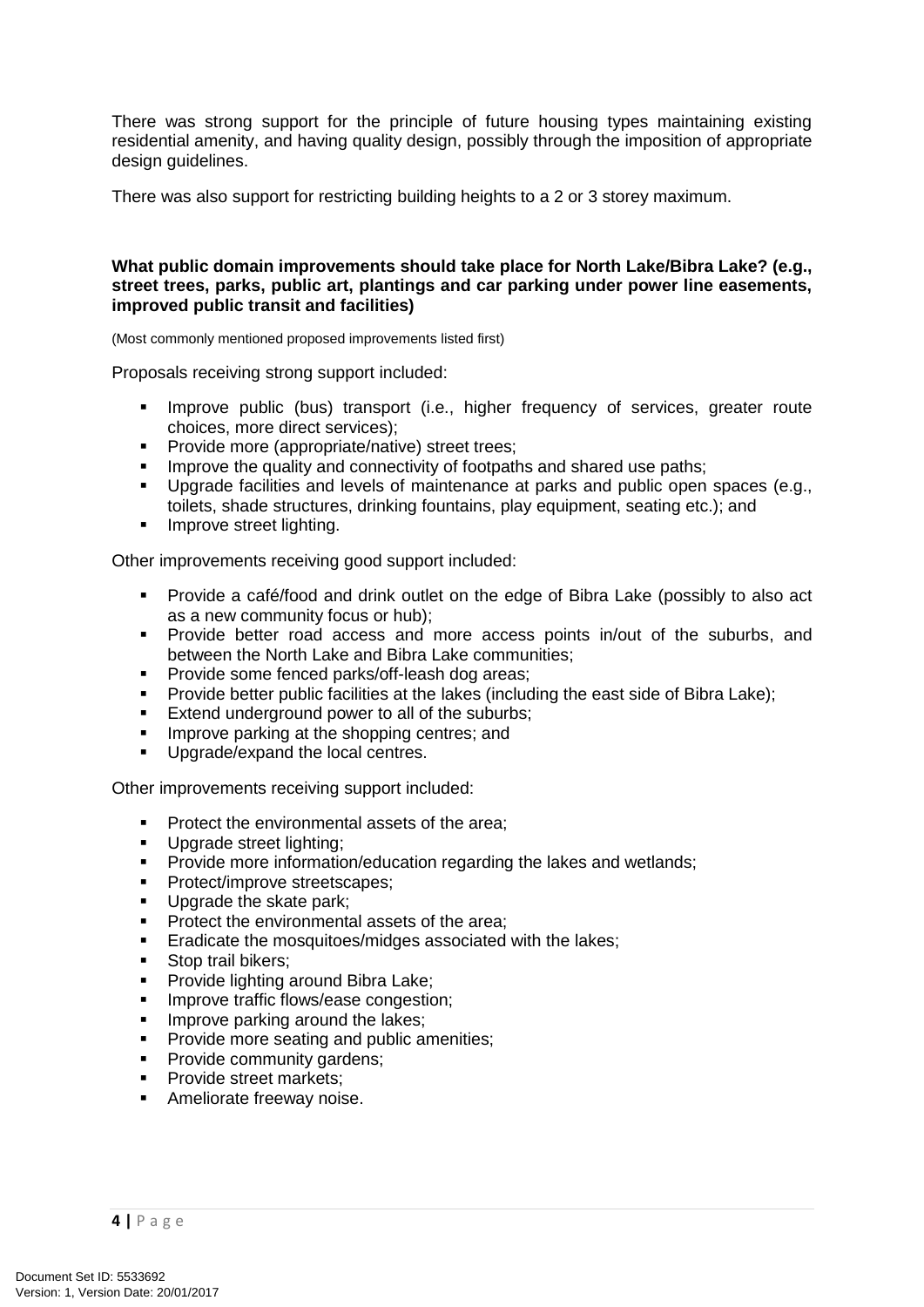There was strong support for the principle of future housing types maintaining existing residential amenity, and having quality design, possibly through the imposition of appropriate design guidelines.

There was also support for restricting building heights to a 2 or 3 storey maximum.

**What public domain improvements should take place for North Lake/Bibra Lake? (e.g., street trees, parks, public art, plantings and car parking under power line easements, improved public transit and facilities)**

(Most commonly mentioned proposed improvements listed first)

Proposals receiving strong support included:

- Improve public (bus) transport (i.e., higher frequency of services, greater route choices, more direct services);
- Provide more (appropriate/native) street trees;
- Improve the quality and connectivity of footpaths and shared use paths;
- Upgrade facilities and levels of maintenance at parks and public open spaces (e.g., toilets, shade structures, drinking fountains, play equipment, seating etc.); and
- Improve street lighting.

Other improvements receiving good support included:

- Provide a café/food and drink outlet on the edge of Bibra Lake (possibly to also act as a new community focus or hub);
- Provide better road access and more access points in/out of the suburbs, and between the North Lake and Bibra Lake communities;
- Provide some fenced parks/off-leash dog areas;
- Provide better public facilities at the lakes (including the east side of Bibra Lake);
- Extend underground power to all of the suburbs;
- Improve parking at the shopping centres; and
- Upgrade/expand the local centres.

Other improvements receiving support included:

- Protect the environmental assets of the area;
- Upgrade street lighting;
- Provide more information/education regarding the lakes and wetlands;
- Protect/improve streetscapes;
- Upgrade the skate park;
- Protect the environmental assets of the area;
- Eradicate the mosquitoes/midges associated with the lakes;
- Stop trail bikers;
- Provide lighting around Bibra Lake;
- Improve traffic flows/ease congestion;
- Improve parking around the lakes;
- Provide more seating and public amenities;
- Provide community gardens;
- Provide street markets;
- Ameliorate freeway noise.

Document Set ID: 5533692
Version: 1, Version Date: 20/01/2017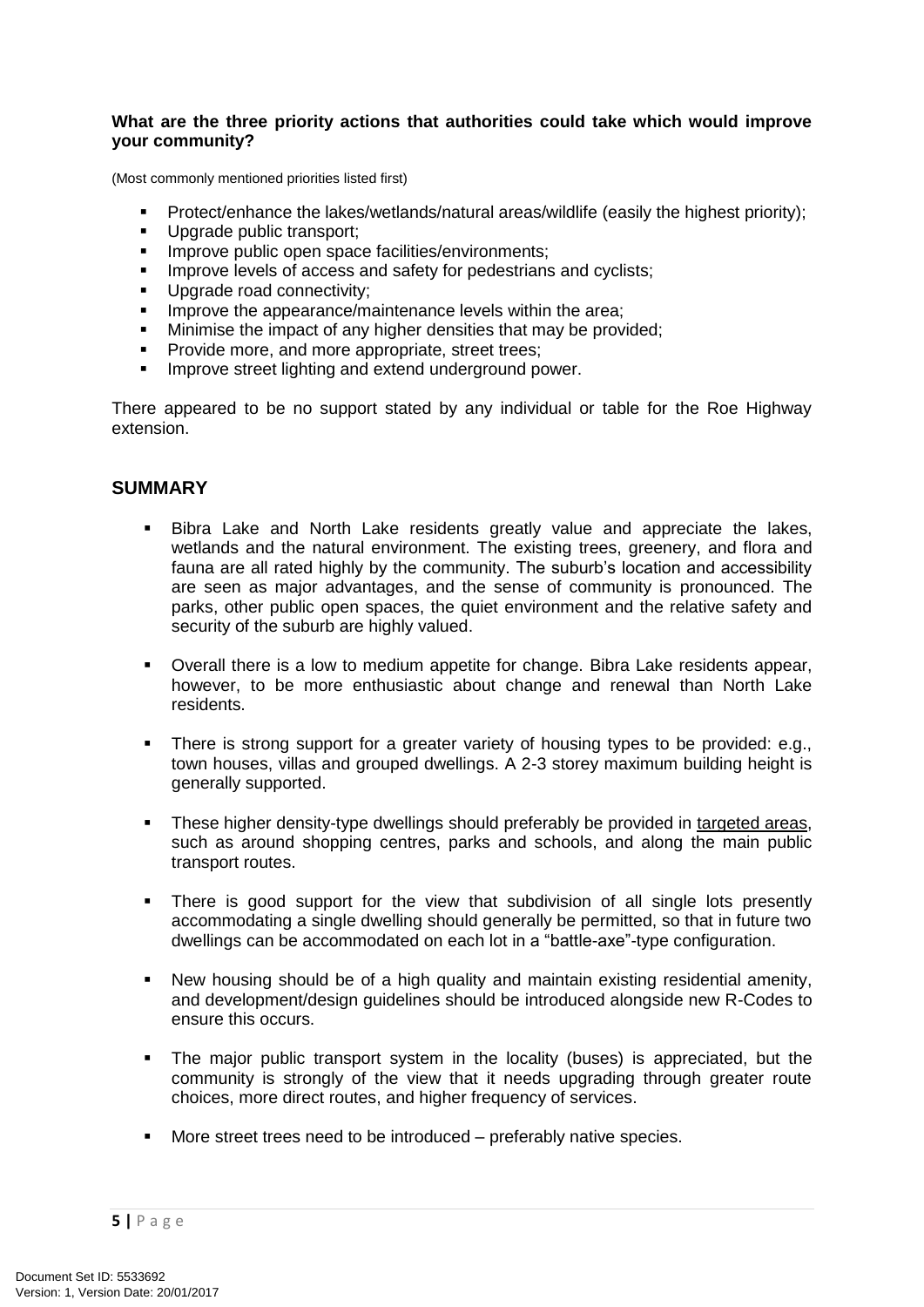**What are the three priority actions that authorities could take which would improve your community?**

(Most commonly mentioned priorities listed first)

- Protect/enhance the lakes/wetlands/natural areas/wildlife (easily the highest priority);
- Upgrade public transport;
- Improve public open space facilities/environments;
- Improve levels of access and safety for pedestrians and cyclists;
- Upgrade road connectivity;
- Improve the appearance/maintenance levels within the area;
- Minimise the impact of any higher densities that may be provided;
- Provide more, and more appropriate, street trees;
- Improve street lighting and extend underground power.

There appeared to be no support stated by any individual or table for the Roe Highway extension.

## SUMMARY

- Bibra Lake and North Lake residents greatly value and appreciate the lakes, wetlands and the natural environment. The existing trees, greenery, and flora and fauna are all rated highly by the community. The suburb's location and accessibility are seen as major advantages, and the sense of community is pronounced. The parks, other public open spaces, the quiet environment and the relative safety and security of the suburb are highly valued.

- Overall there is a low to medium appetite for change. Bibra Lake residents appear, however, to be more enthusiastic about change and renewal than North Lake residents.

- There is strong support for a greater variety of housing types to be provided: e.g., town houses, villas and grouped dwellings. A 2-3 storey maximum building height is generally supported.

- These higher density-type dwellings should preferably be provided in <u>targeted areas</u>, such as around shopping centres, parks and schools, and along the main public transport routes.

- There is good support for the view that subdivision of all single lots presently accommodating a single dwelling should generally be permitted, so that in future two dwellings can be accommodated on each lot in a "battle-axe"-type configuration.

- New housing should be of a high quality and maintain existing residential amenity, and development/design guidelines should be introduced alongside new R-Codes to ensure this occurs.

- The major public transport system in the locality (buses) is appreciated, but the community is strongly of the view that it needs upgrading through greater route choices, more direct routes, and higher frequency of services.

- More street trees need to be introduced – preferably native species.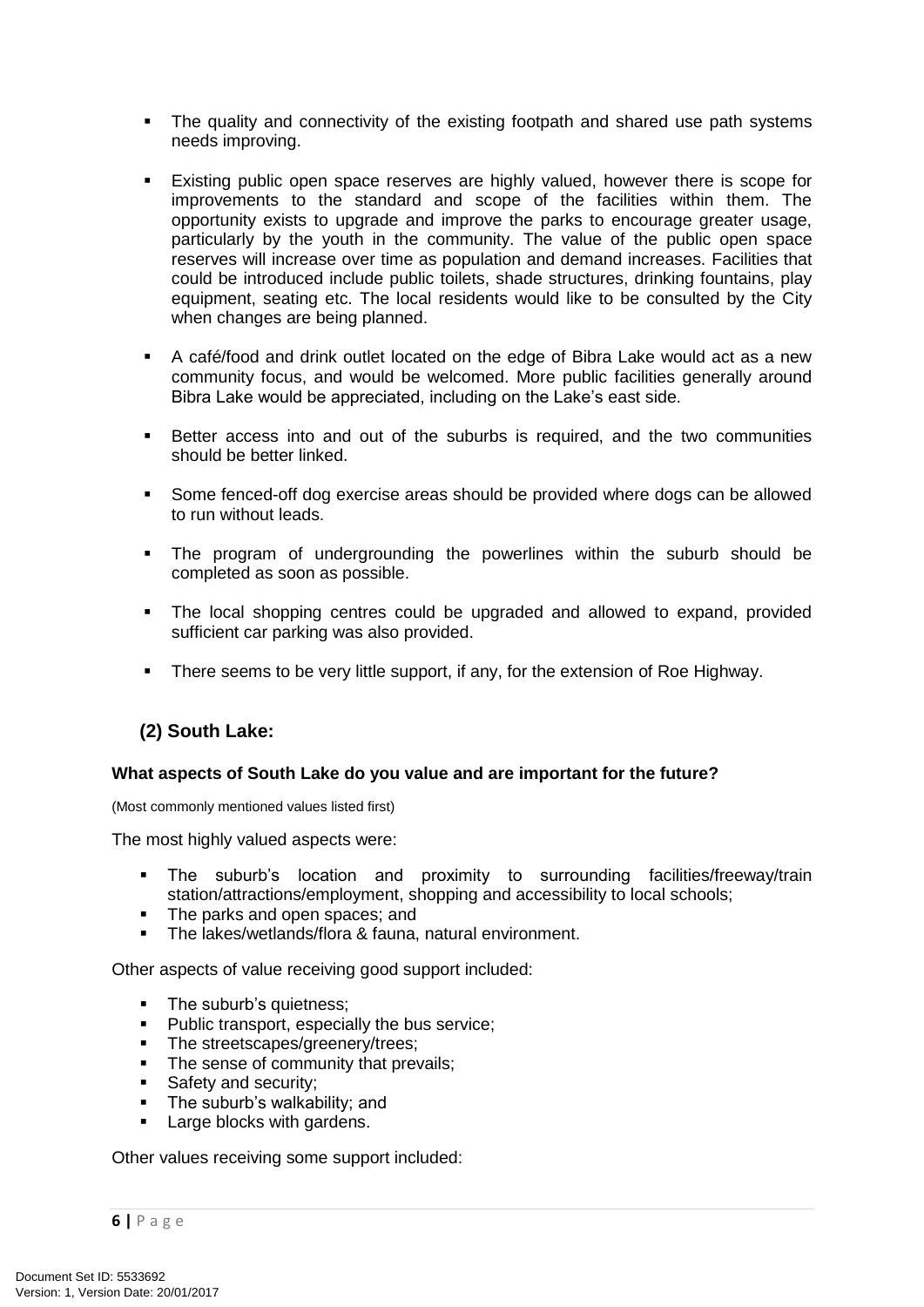- The quality and connectivity of the existing footpath and shared use path systems needs improving.

- Existing public open space reserves are highly valued, however there is scope for improvements to the standard and scope of the facilities within them. The opportunity exists to upgrade and improve the parks to encourage greater usage, particularly by the youth in the community. The value of the public open space reserves will increase over time as population and demand increases. Facilities that could be introduced include public toilets, shade structures, drinking fountains, play equipment, seating etc. The local residents would like to be consulted by the City when changes are being planned.

- A café/food and drink outlet located on the edge of Bibra Lake would act as a new community focus, and would be welcomed. More public facilities generally around Bibra Lake would be appreciated, including on the Lake's east side.

- Better access into and out of the suburbs is required, and the two communities should be better linked.

- Some fenced-off dog exercise areas should be provided where dogs can be allowed to run without leads.

- The program of undergrounding the powerlines within the suburb should be completed as soon as possible.

- The local shopping centres could be upgraded and allowed to expand, provided sufficient car parking was also provided.

- There seems to be very little support, if any, for the extension of Roe Highway.

## (2) South Lake:

**What aspects of South Lake do you value and are important for the future?**

(Most commonly mentioned values listed first)

The most highly valued aspects were:

- The suburb's location and proximity to surrounding facilities/freeway/train station/attractions/employment, shopping and accessibility to local schools;
- The parks and open spaces; and
- The lakes/wetlands/flora & fauna, natural environment.

Other aspects of value receiving good support included:

- The suburb's quietness;
- Public transport, especially the bus service;
- The streetscapes/greenery/trees;
- The sense of community that prevails;
- Safety and security;
- The suburb's walkability; and
- Large blocks with gardens.

Other values receiving some support included: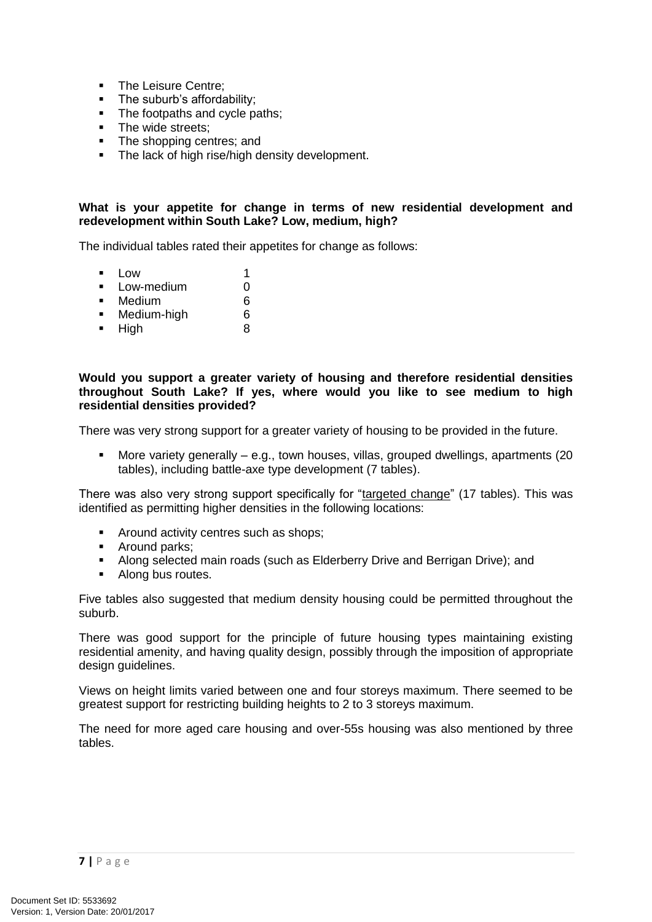- The Leisure Centre;
- The suburb's affordability;
- The footpaths and cycle paths;
- The wide streets;
- The shopping centres; and
- The lack of high rise/high density development.

**What is your appetite for change in terms of new residential development and redevelopment within South Lake? Low, medium, high?**

The individual tables rated their appetites for change as follows:

- Low 1
- Low-medium 0
- Medium 6
- Medium-high 6
- High 8

**Would you support a greater variety of housing and therefore residential densities throughout South Lake? If yes, where would you like to see medium to high residential densities provided?**

There was very strong support for a greater variety of housing to be provided in the future.

- More variety generally – e.g., town houses, villas, grouped dwellings, apartments (20 tables), including battle-axe type development (7 tables).

There was also very strong support specifically for "targeted change" (17 tables). This was identified as permitting higher densities in the following locations:

- Around activity centres such as shops;
- Around parks;
- Along selected main roads (such as Elderberry Drive and Berrigan Drive); and
- Along bus routes.

Five tables also suggested that medium density housing could be permitted throughout the suburb.

There was good support for the principle of future housing types maintaining existing residential amenity, and having quality design, possibly through the imposition of appropriate design guidelines.

Views on height limits varied between one and four storeys maximum. There seemed to be greatest support for restricting building heights to 2 to 3 storeys maximum.

The need for more aged care housing and over-55s housing was also mentioned by three tables.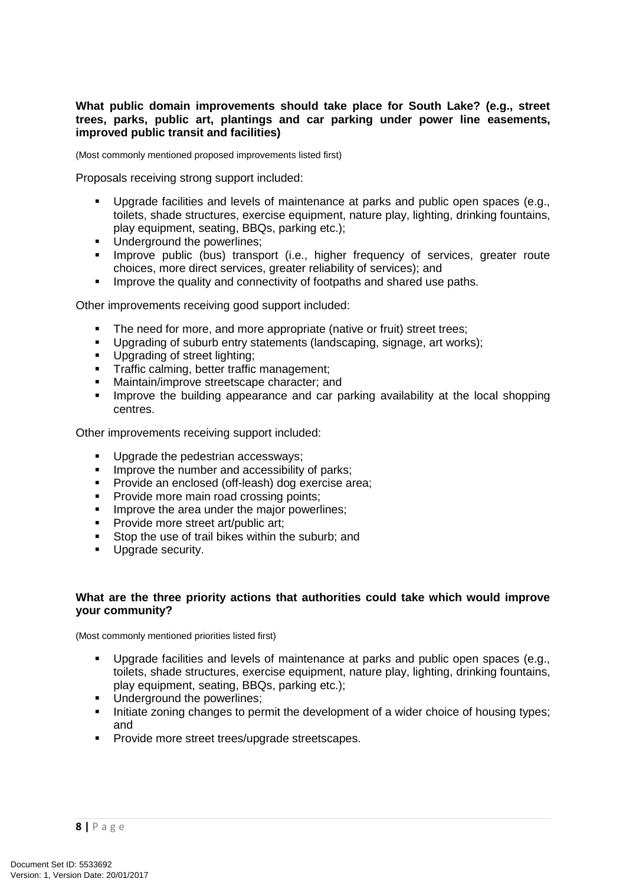**What public domain improvements should take place for South Lake? (e.g., street trees, parks, public art, plantings and car parking under power line easements, improved public transit and facilities)**

(Most commonly mentioned proposed improvements listed first)

Proposals receiving strong support included:

- Upgrade facilities and levels of maintenance at parks and public open spaces (e.g., toilets, shade structures, exercise equipment, nature play, lighting, drinking fountains, play equipment, seating, BBQs, parking etc.);
- Underground the powerlines;
- Improve public (bus) transport (i.e., higher frequency of services, greater route choices, more direct services, greater reliability of services); and
- Improve the quality and connectivity of footpaths and shared use paths.

Other improvements receiving good support included:

- The need for more, and more appropriate (native or fruit) street trees;
- Upgrading of suburb entry statements (landscaping, signage, art works);
- Upgrading of street lighting;
- Traffic calming, better traffic management;
- Maintain/improve streetscape character; and
- Improve the building appearance and car parking availability at the local shopping centres.

Other improvements receiving support included:

- Upgrade the pedestrian accessways;
- Improve the number and accessibility of parks;
- Provide an enclosed (off-leash) dog exercise area;
- Provide more main road crossing points;
- Improve the area under the major powerlines;
- Provide more street art/public art;
- Stop the use of trail bikes within the suburb; and
- Upgrade security.

**What are the three priority actions that authorities could take which would improve your community?**

(Most commonly mentioned priorities listed first)

- Upgrade facilities and levels of maintenance at parks and public open spaces (e.g., toilets, shade structures, exercise equipment, nature play, lighting, drinking fountains, play equipment, seating, BBQs, parking etc.);
- Underground the powerlines;
- Initiate zoning changes to permit the development of a wider choice of housing types; and
- Provide more street trees/upgrade streetscapes.

Document Set ID: 5533692
Version: 1, Version Date: 20/01/2017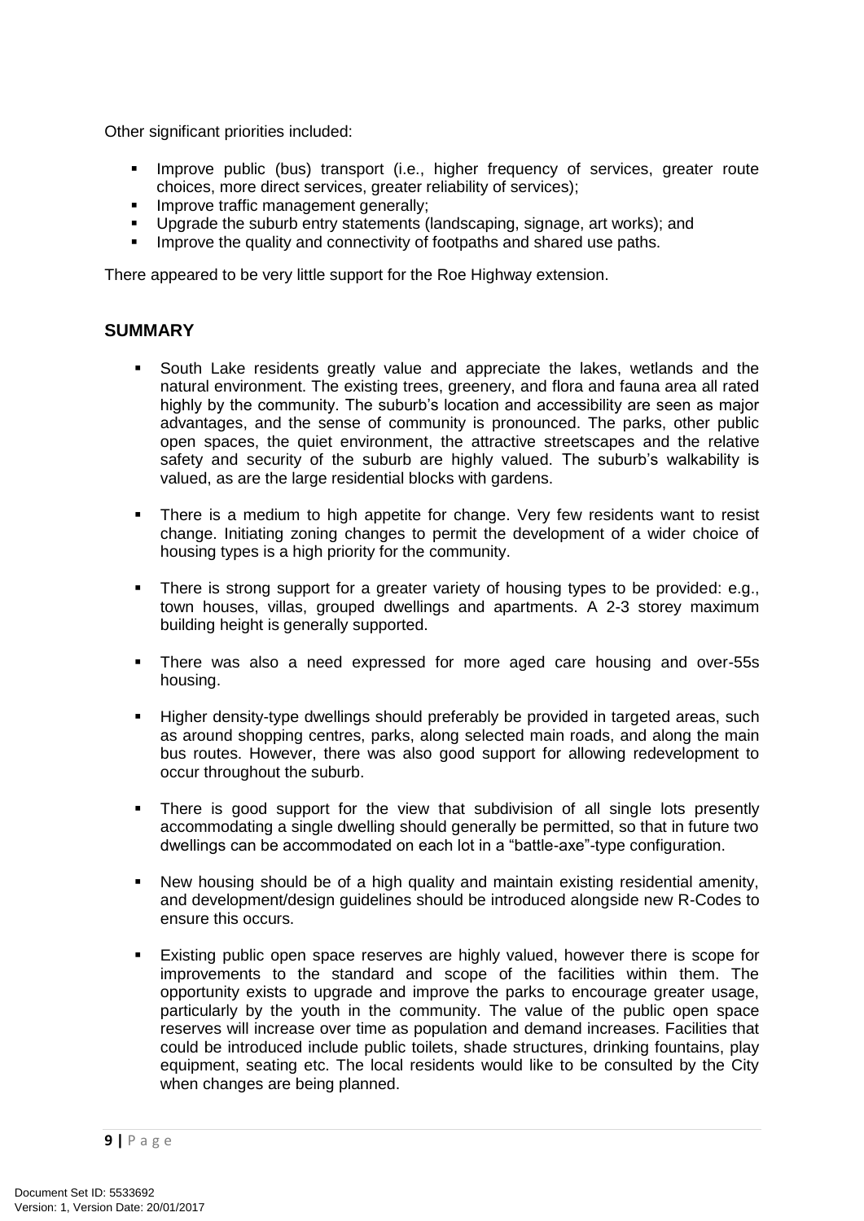Other significant priorities included:

- Improve public (bus) transport (i.e., higher frequency of services, greater route choices, more direct services, greater reliability of services);
- Improve traffic management generally;
- Upgrade the suburb entry statements (landscaping, signage, art works); and
- Improve the quality and connectivity of footpaths and shared use paths.

There appeared to be very little support for the Roe Highway extension.

## SUMMARY

- South Lake residents greatly value and appreciate the lakes, wetlands and the natural environment. The existing trees, greenery, and flora and fauna area all rated highly by the community. The suburb's location and accessibility are seen as major advantages, and the sense of community is pronounced. The parks, other public open spaces, the quiet environment, the attractive streetscapes and the relative safety and security of the suburb are highly valued. The suburb's walkability is valued, as are the large residential blocks with gardens.

- There is a medium to high appetite for change. Very few residents want to resist change. Initiating zoning changes to permit the development of a wider choice of housing types is a high priority for the community.

- There is strong support for a greater variety of housing types to be provided: e.g., town houses, villas, grouped dwellings and apartments. A 2-3 storey maximum building height is generally supported.

- There was also a need expressed for more aged care housing and over-55s housing.

- Higher density-type dwellings should preferably be provided in targeted areas, such as around shopping centres, parks, along selected main roads, and along the main bus routes. However, there was also good support for allowing redevelopment to occur throughout the suburb.

- There is good support for the view that subdivision of all single lots presently accommodating a single dwelling should generally be permitted, so that in future two dwellings can be accommodated on each lot in a "battle-axe"-type configuration.

- New housing should be of a high quality and maintain existing residential amenity, and development/design guidelines should be introduced alongside new R-Codes to ensure this occurs.

- Existing public open space reserves are highly valued, however there is scope for improvements to the standard and scope of the facilities within them. The opportunity exists to upgrade and improve the parks to encourage greater usage, particularly by the youth in the community. The value of the public open space reserves will increase over time as population and demand increases. Facilities that could be introduced include public toilets, shade structures, drinking fountains, play equipment, seating etc. The local residents would like to be consulted by the City when changes are being planned.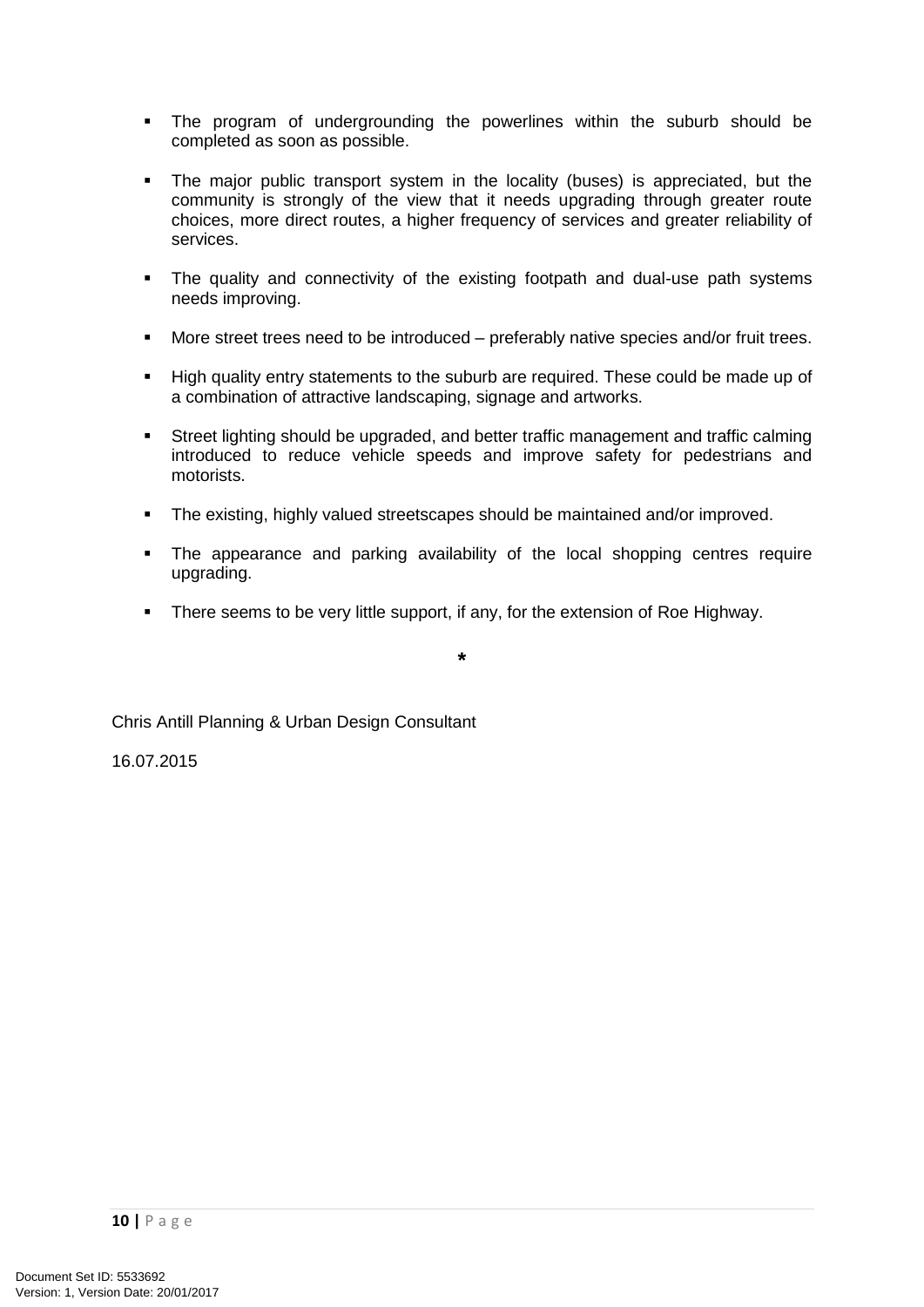- The program of undergrounding the powerlines within the suburb should be completed as soon as possible.

- The major public transport system in the locality (buses) is appreciated, but the community is strongly of the view that it needs upgrading through greater route choices, more direct routes, a higher frequency of services and greater reliability of services.

- The quality and connectivity of the existing footpath and dual-use path systems needs improving.

- More street trees need to be introduced – preferably native species and/or fruit trees.

- High quality entry statements to the suburb are required. These could be made up of a combination of attractive landscaping, signage and artworks.

- Street lighting should be upgraded, and better traffic management and traffic calming introduced to reduce vehicle speeds and improve safety for pedestrians and motorists.

- The existing, highly valued streetscapes should be maintained and/or improved.

- The appearance and parking availability of the local shopping centres require upgrading.

- There seems to be very little support, if any, for the extension of Roe Highway.

*

Chris Antill Planning & Urban Design Consultant

16.07.2015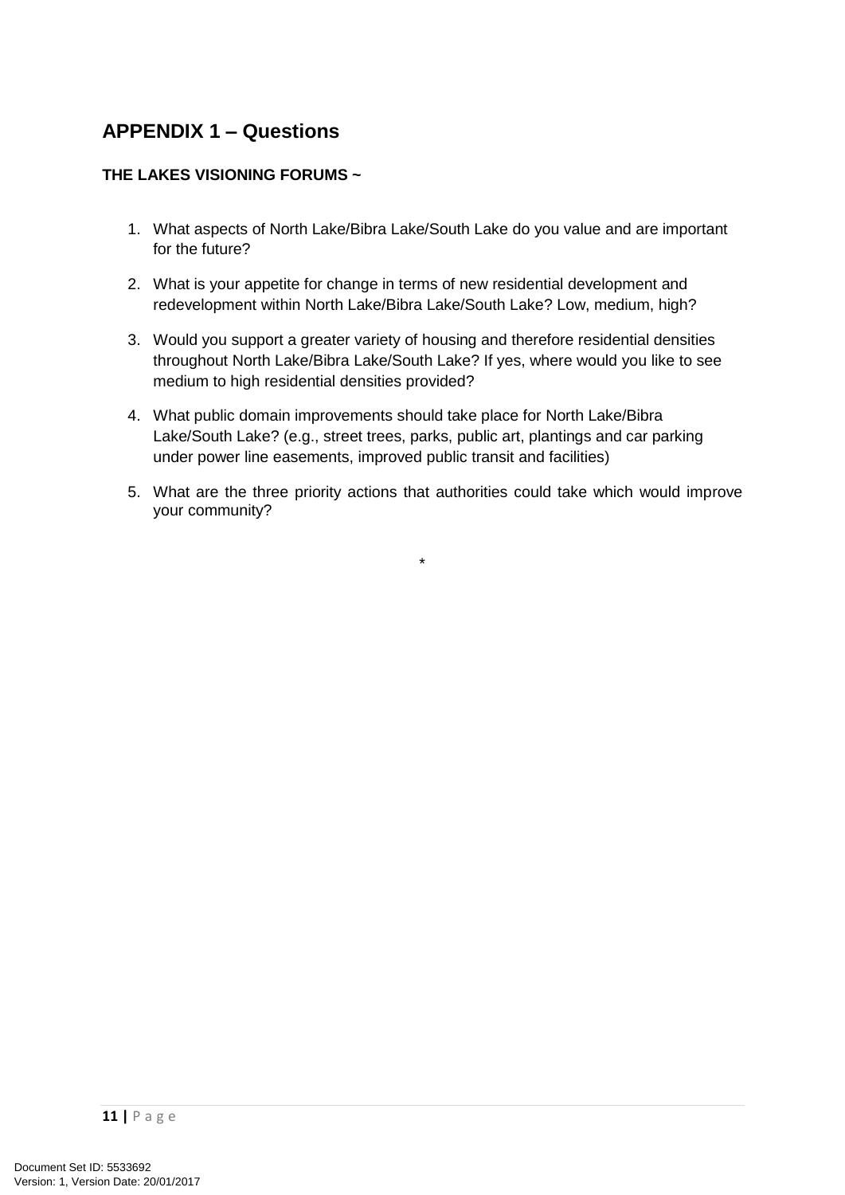## APPENDIX 1 – Questions

**THE LAKES VISIONING FORUMS ~**

1. What aspects of North Lake/Bibra Lake/South Lake do you value and are important for the future?
2. What is your appetite for change in terms of new residential development and redevelopment within North Lake/Bibra Lake/South Lake? Low, medium, high?
3. Would you support a greater variety of housing and therefore residential densities throughout North Lake/Bibra Lake/South Lake? If yes, where would you like to see medium to high residential densities provided?
4. What public domain improvements should take place for North Lake/Bibra Lake/South Lake? (e.g., street trees, parks, public art, plantings and car parking under power line easements, improved public transit and facilities)
5. What are the three priority actions that authorities could take which would improve your community?

*

Document Set ID: 5533692
Version: 1, Version Date: 20/01/2017